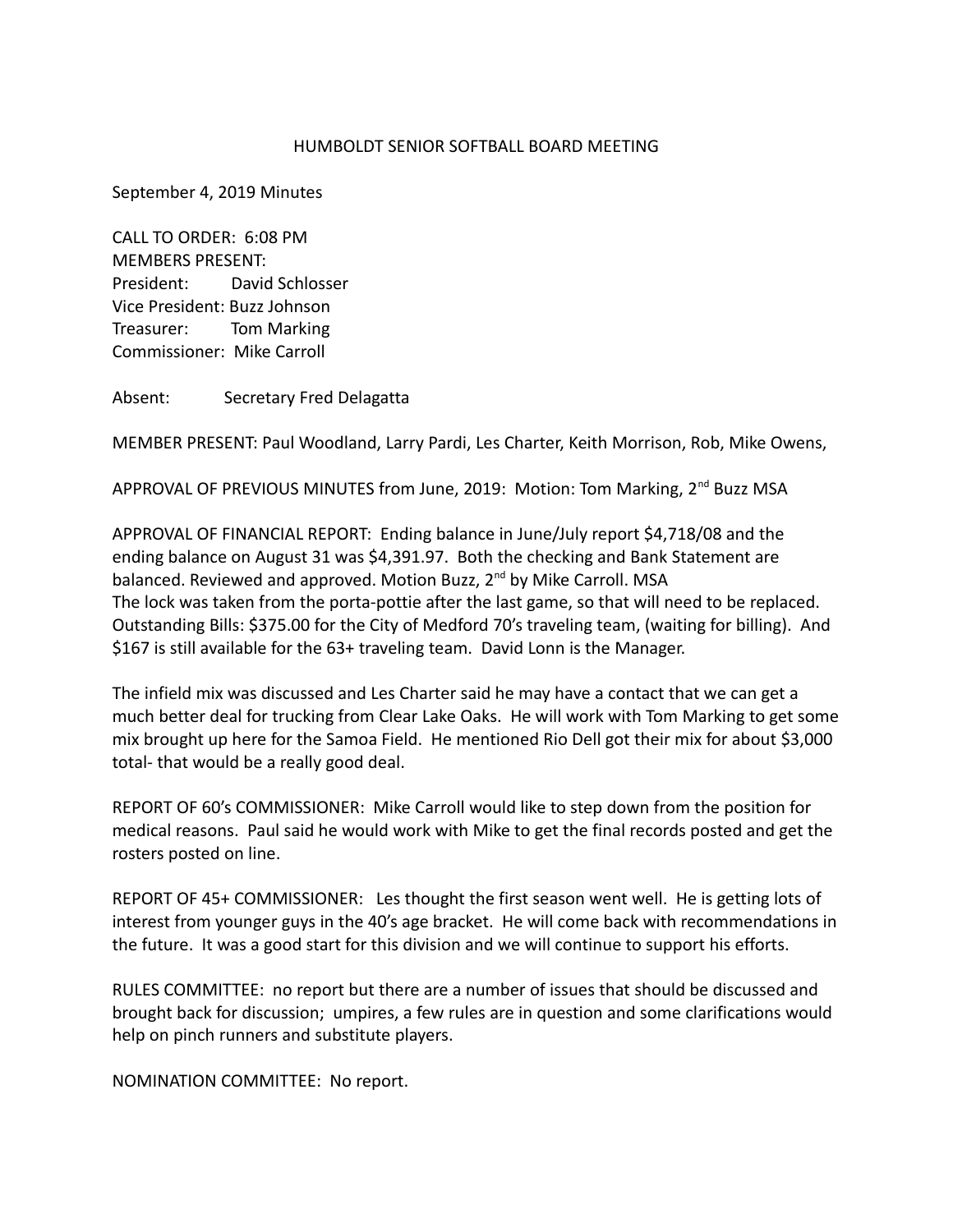# HUMBOLDT SENIOR SOFTBALL BOARD MEETING

September 4, 2019 Minutes

CALL TO ORDER: 6:08 PM
MEMBERS PRESENT:
President: David Schlosser
Vice President: Buzz Johnson
Treasurer: Tom Marking
Commissioner: Mike Carroll

Absent: Secretary Fred Delagatta

MEMBER PRESENT: Paul Woodland, Larry Pardi, Les Charter, Keith Morrison, Rob, Mike Owens,

APPROVAL OF PREVIOUS MINUTES from June, 2019: Motion: Tom Marking, 2nd Buzz MSA

APPROVAL OF FINANCIAL REPORT: Ending balance in June/July report $4,718/08 and the ending balance on August 31 was $4,391.97. Both the checking and Bank Statement are balanced. Reviewed and approved. Motion Buzz, 2nd by Mike Carroll. MSA
The lock was taken from the porta-pottie after the last game, so that will need to be replaced. Outstanding Bills: $375.00 for the City of Medford 70's traveling team, (waiting for billing). And $167 is still available for the 63+ traveling team. David Lonn is the Manager.

The infield mix was discussed and Les Charter said he may have a contact that we can get a much better deal for trucking from Clear Lake Oaks. He will work with Tom Marking to get some mix brought up here for the Samoa Field. He mentioned Rio Dell got their mix for about $3,000 total- that would be a really good deal.

REPORT OF 60's COMMISSIONER: Mike Carroll would like to step down from the position for medical reasons. Paul said he would work with Mike to get the final records posted and get the rosters posted on line.

REPORT OF 45+ COMMISSIONER: Les thought the first season went well. He is getting lots of interest from younger guys in the 40's age bracket. He will come back with recommendations in the future. It was a good start for this division and we will continue to support his efforts.

RULES COMMITTEE: no report but there are a number of issues that should be discussed and brought back for discussion; umpires, a few rules are in question and some clarifications would help on pinch runners and substitute players.

NOMINATION COMMITTEE: No report.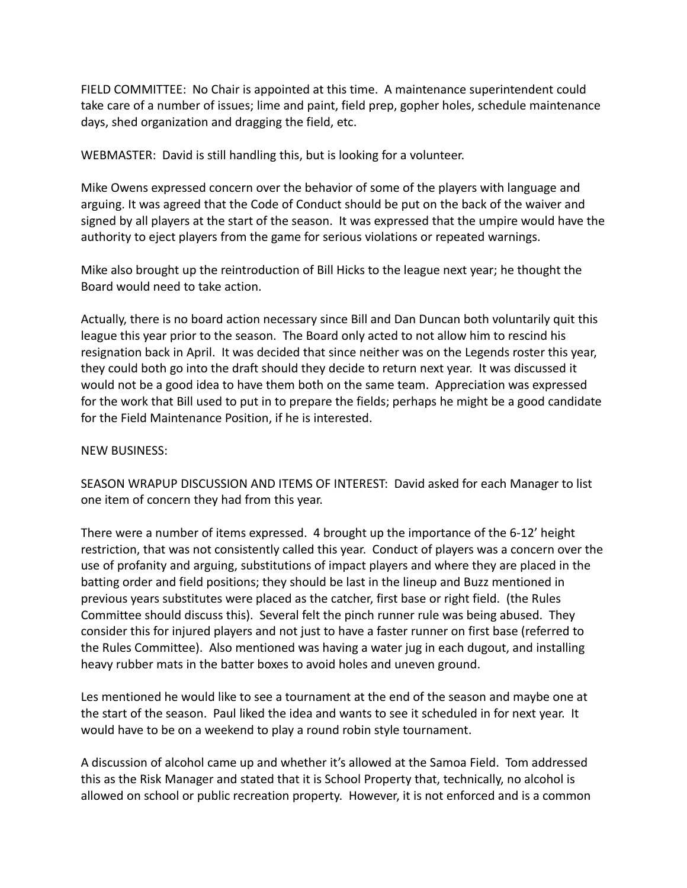FIELD COMMITTEE: No Chair is appointed at this time. A maintenance superintendent could take care of a number of issues; lime and paint, field prep, gopher holes, schedule maintenance days, shed organization and dragging the field, etc.

WEBMASTER: David is still handling this, but is looking for a volunteer.

Mike Owens expressed concern over the behavior of some of the players with language and arguing. It was agreed that the Code of Conduct should be put on the back of the waiver and signed by all players at the start of the season. It was expressed that the umpire would have the authority to eject players from the game for serious violations or repeated warnings.

Mike also brought up the reintroduction of Bill Hicks to the league next year; he thought the Board would need to take action.

Actually, there is no board action necessary since Bill and Dan Duncan both voluntarily quit this league this year prior to the season. The Board only acted to not allow him to rescind his resignation back in April. It was decided that since neither was on the Legends roster this year, they could both go into the draft should they decide to return next year. It was discussed it would not be a good idea to have them both on the same team. Appreciation was expressed for the work that Bill used to put in to prepare the fields; perhaps he might be a good candidate for the Field Maintenance Position, if he is interested.

NEW BUSINESS:

SEASON WRAPUP DISCUSSION AND ITEMS OF INTEREST: David asked for each Manager to list one item of concern they had from this year.

There were a number of items expressed. 4 brought up the importance of the 6-12' height restriction, that was not consistently called this year. Conduct of players was a concern over the use of profanity and arguing, substitutions of impact players and where they are placed in the batting order and field positions; they should be last in the lineup and Buzz mentioned in previous years substitutes were placed as the catcher, first base or right field. (the Rules Committee should discuss this). Several felt the pinch runner rule was being abused. They consider this for injured players and not just to have a faster runner on first base (referred to the Rules Committee). Also mentioned was having a water jug in each dugout, and installing heavy rubber mats in the batter boxes to avoid holes and uneven ground.

Les mentioned he would like to see a tournament at the end of the season and maybe one at the start of the season. Paul liked the idea and wants to see it scheduled in for next year. It would have to be on a weekend to play a round robin style tournament.

A discussion of alcohol came up and whether it's allowed at the Samoa Field. Tom addressed this as the Risk Manager and stated that it is School Property that, technically, no alcohol is allowed on school or public recreation property. However, it is not enforced and is a common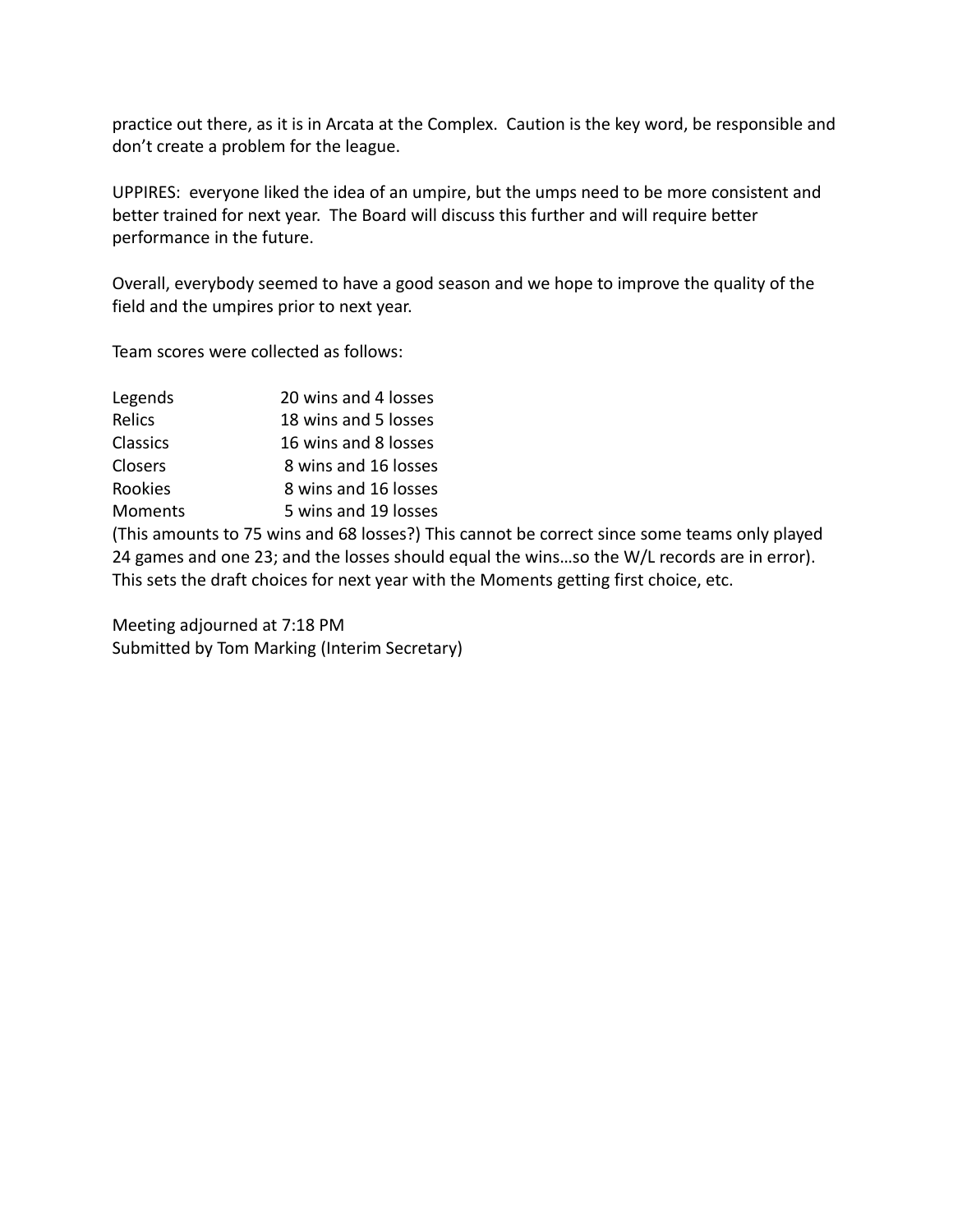practice out there, as it is in Arcata at the Complex. Caution is the key word, be responsible and don't create a problem for the league.

UPPIRES: everyone liked the idea of an umpire, but the umps need to be more consistent and better trained for next year. The Board will discuss this further and will require better performance in the future.

Overall, everybody seemed to have a good season and we hope to improve the quality of the field and the umpires prior to next year.

Team scores were collected as follows:

| | |
|---|---|
| Legends | 20 wins and 4 losses |
| Relics | 18 wins and 5 losses |
| Classics | 16 wins and 8 losses |
| Closers | 8 wins and 16 losses |
| Rookies | 8 wins and 16 losses |
| Moments | 5 wins and 19 losses |

(This amounts to 75 wins and 68 losses?) This cannot be correct since some teams only played 24 games and one 23; and the losses should equal the wins…so the W/L records are in error). This sets the draft choices for next year with the Moments getting first choice, etc.

Meeting adjourned at 7:18 PM
Submitted by Tom Marking (Interim Secretary)